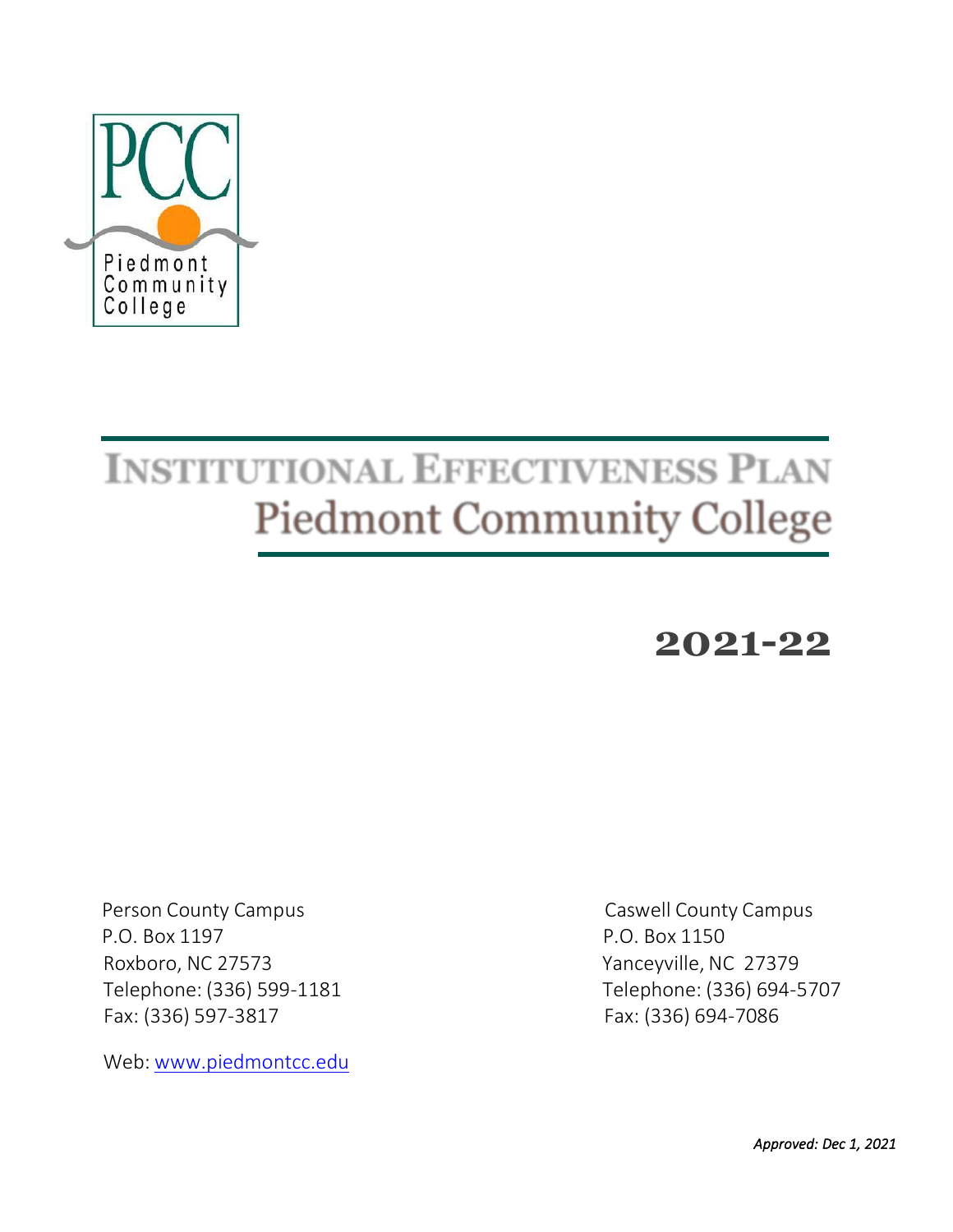PCC

Piedmont Community College

# INSTITUTIONAL EFFECTIVENESS PLAN

## Piedmont Community College

## 2021-22

Person County Campus
P.O. Box 1197
Roxboro, NC 27573
Telephone: (336) 599-1181
Fax: (336) 597-3817

Caswell County Campus
P.O. Box 1150
Yanceyville, NC 27379
Telephone: (336) 694-5707
Fax: (336) 694-7086

Web: www.piedmontcc.edu

*Approved: Dec 1, 2021*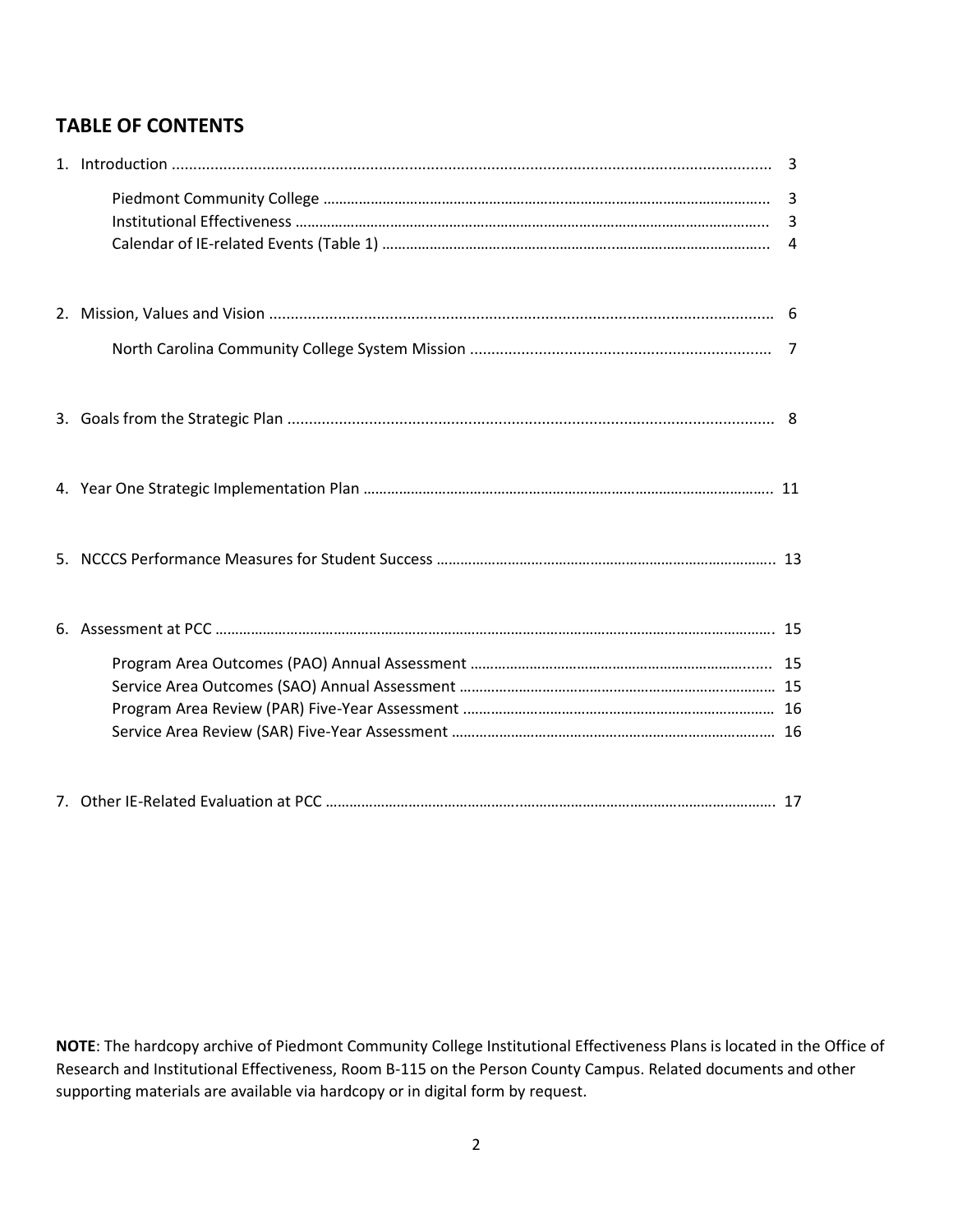## TABLE OF CONTENTS

1. Introduction .......................................................... 3
   - Piedmont Community College .......................................................... 3
   - Institutional Effectiveness .......................................................... 3
   - Calendar of IE-related Events (Table 1) .......................................................... 4
2. Mission, Values and Vision .......................................................... 6
   - North Carolina Community College System Mission .......................................................... 7
3. Goals from the Strategic Plan .......................................................... 8
4. Year One Strategic Implementation Plan .......................................................... 11
5. NCCCS Performance Measures for Student Success .......................................................... 13
6. Assessment at PCC .......................................................... 15
   - Program Area Outcomes (PAO) Annual Assessment .......................................................... 15
   - Service Area Outcomes (SAO) Annual Assessment .......................................................... 15
   - Program Area Review (PAR) Five-Year Assessment .......................................................... 16
   - Service Area Review (SAR) Five-Year Assessment .......................................................... 16
7. Other IE-Related Evaluation at PCC .......................................................... 17

**NOTE**: The hardcopy archive of Piedmont Community College Institutional Effectiveness Plans is located in the Office of Research and Institutional Effectiveness, Room B-115 on the Person County Campus. Related documents and other supporting materials are available via hardcopy or in digital form by request.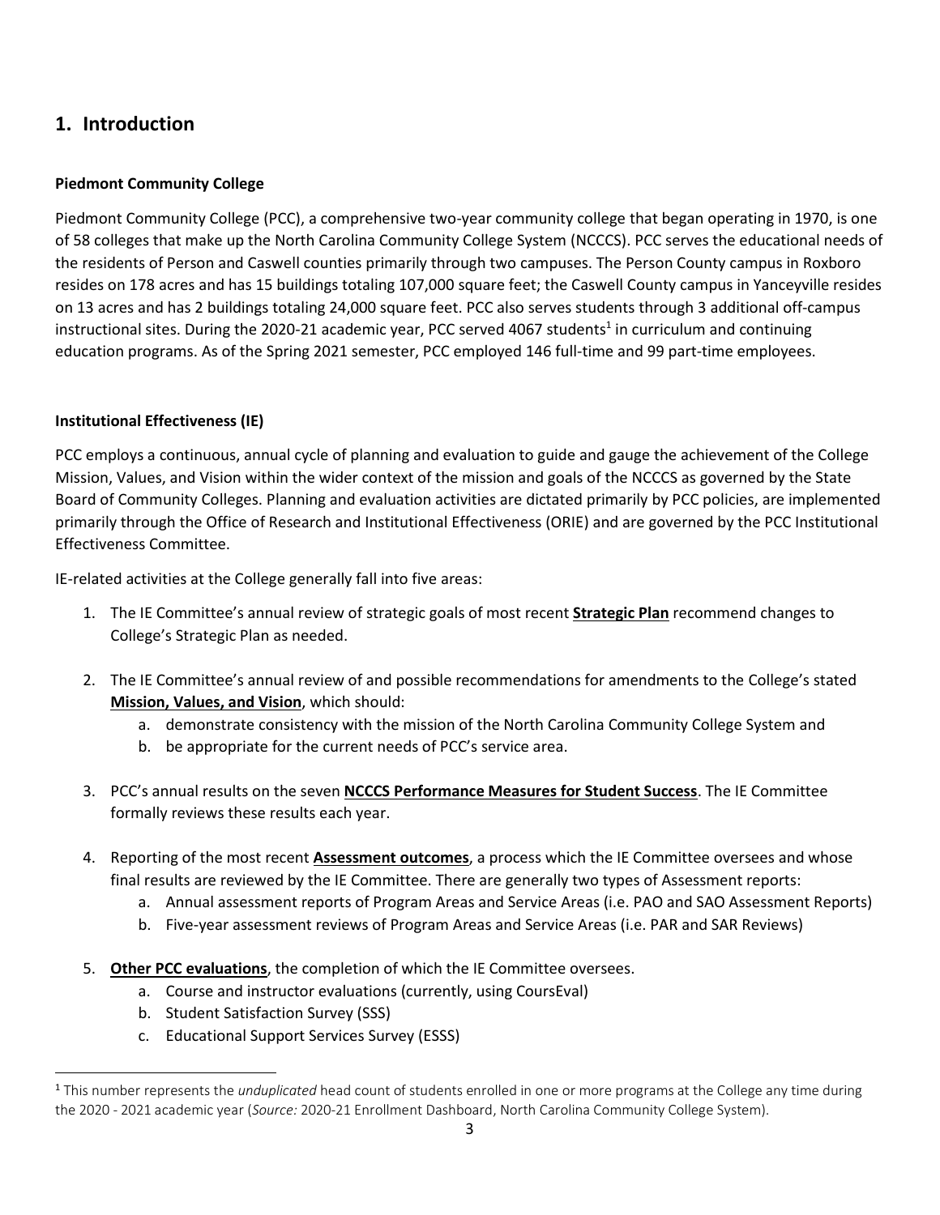## 1. Introduction

**Piedmont Community College**

Piedmont Community College (PCC), a comprehensive two-year community college that began operating in 1970, is one of 58 colleges that make up the North Carolina Community College System (NCCCS). PCC serves the educational needs of the residents of Person and Caswell counties primarily through two campuses. The Person County campus in Roxboro resides on 178 acres and has 15 buildings totaling 107,000 square feet; the Caswell County campus in Yanceyville resides on 13 acres and has 2 buildings totaling 24,000 square feet. PCC also serves students through 3 additional off-campus instructional sites. During the 2020-21 academic year, PCC served 4067 students[1] in curriculum and continuing education programs. As of the Spring 2021 semester, PCC employed 146 full-time and 99 part-time employees.

**Institutional Effectiveness (IE)**

PCC employs a continuous, annual cycle of planning and evaluation to guide and gauge the achievement of the College Mission, Values, and Vision within the wider context of the mission and goals of the NCCCS as governed by the State Board of Community Colleges. Planning and evaluation activities are dictated primarily by PCC policies, are implemented primarily through the Office of Research and Institutional Effectiveness (ORIE) and are governed by the PCC Institutional Effectiveness Committee.

IE-related activities at the College generally fall into five areas:

1. The IE Committee's annual review of strategic goals of most recent **Strategic Plan** recommend changes to College's Strategic Plan as needed.

2. The IE Committee's annual review of and possible recommendations for amendments to the College's stated **Mission, Values, and Vision**, which should:
   a. demonstrate consistency with the mission of the North Carolina Community College System and
   b. be appropriate for the current needs of PCC's service area.

3. PCC's annual results on the seven **NCCCS Performance Measures for Student Success**. The IE Committee formally reviews these results each year.

4. Reporting of the most recent **Assessment outcomes**, a process which the IE Committee oversees and whose final results are reviewed by the IE Committee. There are generally two types of Assessment reports:
   a. Annual assessment reports of Program Areas and Service Areas (i.e. PAO and SAO Assessment Reports)
   b. Five-year assessment reviews of Program Areas and Service Areas (i.e. PAR and SAR Reviews)

5. **Other PCC evaluations**, the completion of which the IE Committee oversees.
   a. Course and instructor evaluations (currently, using CoursEval)
   b. Student Satisfaction Survey (SSS)
   c. Educational Support Services Survey (ESSS)

---

[1] This number represents the *unduplicated* head count of students enrolled in one or more programs at the College any time during the 2020 - 2021 academic year (*Source:* 2020-21 Enrollment Dashboard, North Carolina Community College System).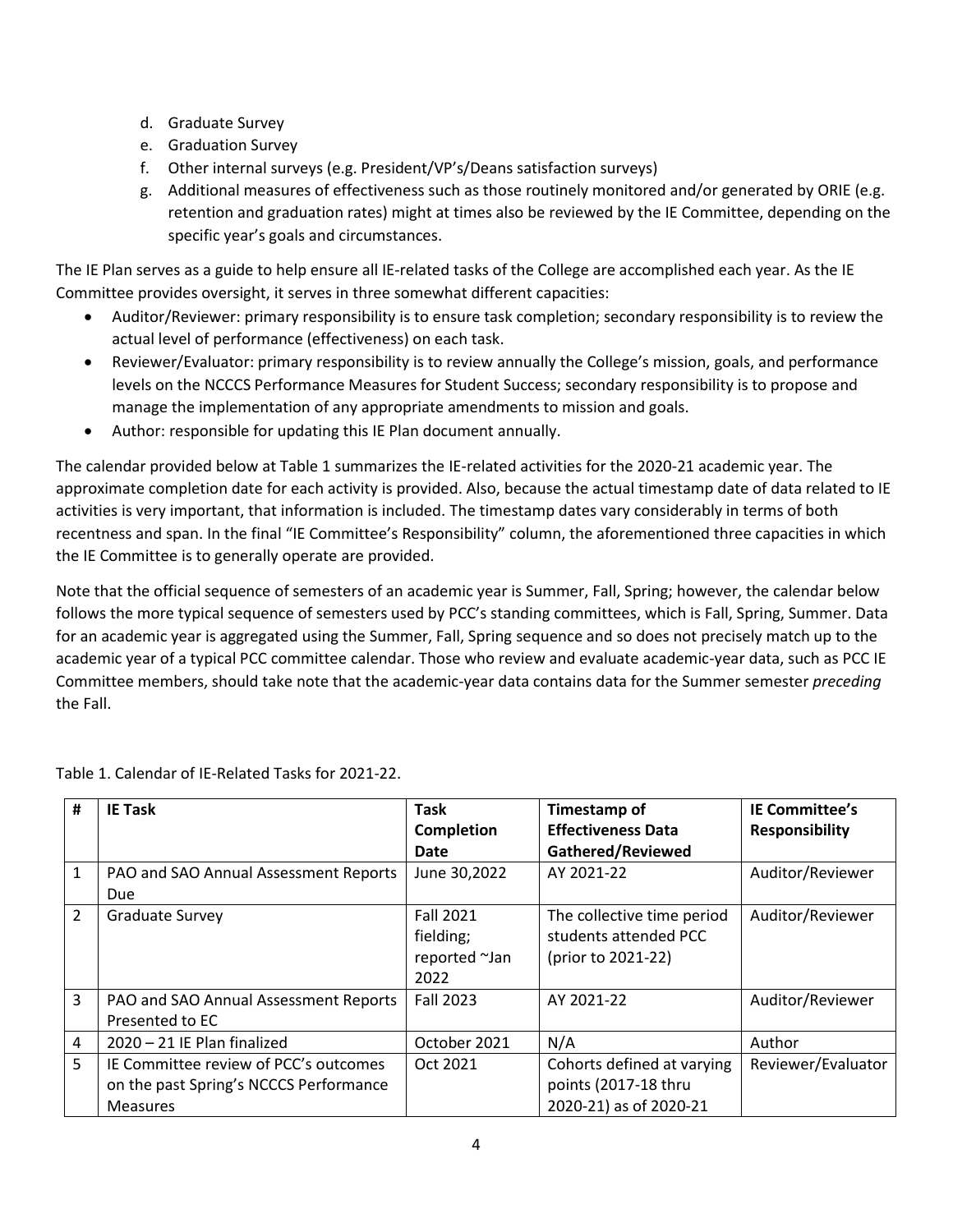d. Graduate Survey
e. Graduation Survey
f. Other internal surveys (e.g. President/VP's/Deans satisfaction surveys)
g. Additional measures of effectiveness such as those routinely monitored and/or generated by ORIE (e.g. retention and graduation rates) might at times also be reviewed by the IE Committee, depending on the specific year's goals and circumstances.

The IE Plan serves as a guide to help ensure all IE-related tasks of the College are accomplished each year. As the IE Committee provides oversight, it serves in three somewhat different capacities:

- Auditor/Reviewer: primary responsibility is to ensure task completion; secondary responsibility is to review the actual level of performance (effectiveness) on each task.
- Reviewer/Evaluator: primary responsibility is to review annually the College's mission, goals, and performance levels on the NCCCS Performance Measures for Student Success; secondary responsibility is to propose and manage the implementation of any appropriate amendments to mission and goals.
- Author: responsible for updating this IE Plan document annually.

The calendar provided below at Table 1 summarizes the IE-related activities for the 2020-21 academic year. The approximate completion date for each activity is provided. Also, because the actual timestamp date of data related to IE activities is very important, that information is included. The timestamp dates vary considerably in terms of both recentness and span. In the final "IE Committee's Responsibility" column, the aforementioned three capacities in which the IE Committee is to generally operate are provided.

Note that the official sequence of semesters of an academic year is Summer, Fall, Spring; however, the calendar below follows the more typical sequence of semesters used by PCC's standing committees, which is Fall, Spring, Summer. Data for an academic year is aggregated using the Summer, Fall, Spring sequence and so does not precisely match up to the academic year of a typical PCC committee calendar. Those who review and evaluate academic-year data, such as PCC IE Committee members, should take note that the academic-year data contains data for the Summer semester *preceding* the Fall.

Table 1. Calendar of IE-Related Tasks for 2021-22.

| # | IE Task | Task Completion Date | Timestamp of Effectiveness Data Gathered/Reviewed | IE Committee's Responsibility |
|---|---|---|---|---|
| 1 | PAO and SAO Annual Assessment Reports Due | June 30,2022 | AY 2021-22 | Auditor/Reviewer |
| 2 | Graduate Survey | Fall 2021 fielding; reported ~Jan 2022 | The collective time period students attended PCC (prior to 2021-22) | Auditor/Reviewer |
| 3 | PAO and SAO Annual Assessment Reports Presented to EC | Fall 2023 | AY 2021-22 | Auditor/Reviewer |
| 4 | 2020 – 21 IE Plan finalized | October 2021 | N/A | Author |
| 5 | IE Committee review of PCC's outcomes on the past Spring's NCCCS Performance Measures | Oct 2021 | Cohorts defined at varying points (2017-18 thru 2020-21) as of 2020-21 | Reviewer/Evaluator |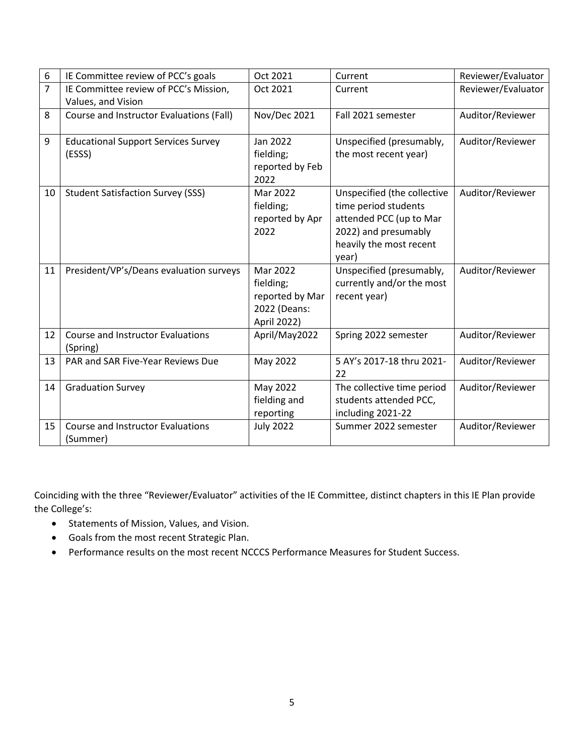| 6 | IE Committee review of PCC's goals | Oct 2021 | Current | Reviewer/Evaluator |
|---|---|---|---|---|
| 7 | IE Committee review of PCC's Mission, Values, and Vision | Oct 2021 | Current | Reviewer/Evaluator |
| 8 | Course and Instructor Evaluations (Fall) | Nov/Dec 2021 | Fall 2021 semester | Auditor/Reviewer |
| 9 | Educational Support Services Survey (ESSS) | Jan 2022 fielding; reported by Feb 2022 | Unspecified (presumably, the most recent year) | Auditor/Reviewer |
| 10 | Student Satisfaction Survey (SSS) | Mar 2022 fielding; reported by Apr 2022 | Unspecified (the collective time period students attended PCC (up to Mar 2022) and presumably heavily the most recent year) | Auditor/Reviewer |
| 11 | President/VP's/Deans evaluation surveys | Mar 2022 fielding; reported by Mar 2022 (Deans: April 2022) | Unspecified (presumably, currently and/or the most recent year) | Auditor/Reviewer |
| 12 | Course and Instructor Evaluations (Spring) | April/May2022 | Spring 2022 semester | Auditor/Reviewer |
| 13 | PAR and SAR Five-Year Reviews Due | May 2022 | 5 AY's 2017-18 thru 2021-22 | Auditor/Reviewer |
| 14 | Graduation Survey | May 2022 fielding and reporting | The collective time period students attended PCC, including 2021-22 | Auditor/Reviewer |
| 15 | Course and Instructor Evaluations (Summer) | July 2022 | Summer 2022 semester | Auditor/Reviewer |

Coinciding with the three "Reviewer/Evaluator" activities of the IE Committee, distinct chapters in this IE Plan provide the College's:

- Statements of Mission, Values, and Vision.
- Goals from the most recent Strategic Plan.
- Performance results on the most recent NCCCS Performance Measures for Student Success.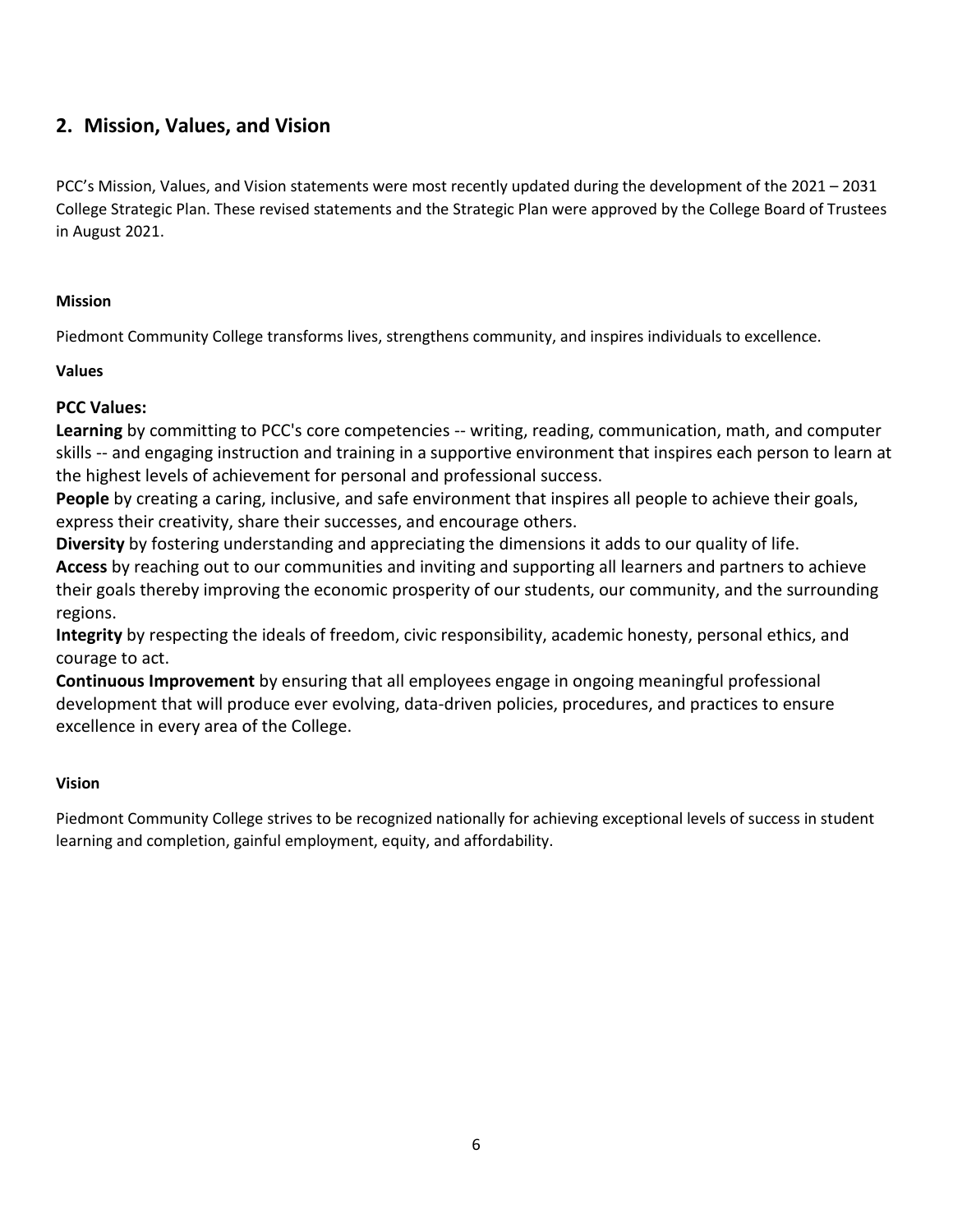## 2. Mission, Values, and Vision

PCC's Mission, Values, and Vision statements were most recently updated during the development of the 2021 – 2031 College Strategic Plan. These revised statements and the Strategic Plan were approved by the College Board of Trustees in August 2021.

**Mission**

Piedmont Community College transforms lives, strengthens community, and inspires individuals to excellence.

**Values**

**PCC Values:**

**Learning** by committing to PCC's core competencies -- writing, reading, communication, math, and computer skills -- and engaging instruction and training in a supportive environment that inspires each person to learn at the highest levels of achievement for personal and professional success.

**People** by creating a caring, inclusive, and safe environment that inspires all people to achieve their goals, express their creativity, share their successes, and encourage others.

**Diversity** by fostering understanding and appreciating the dimensions it adds to our quality of life.

**Access** by reaching out to our communities and inviting and supporting all learners and partners to achieve their goals thereby improving the economic prosperity of our students, our community, and the surrounding regions.

**Integrity** by respecting the ideals of freedom, civic responsibility, academic honesty, personal ethics, and courage to act.

**Continuous Improvement** by ensuring that all employees engage in ongoing meaningful professional development that will produce ever evolving, data-driven policies, procedures, and practices to ensure excellence in every area of the College.

**Vision**

Piedmont Community College strives to be recognized nationally for achieving exceptional levels of success in student learning and completion, gainful employment, equity, and affordability.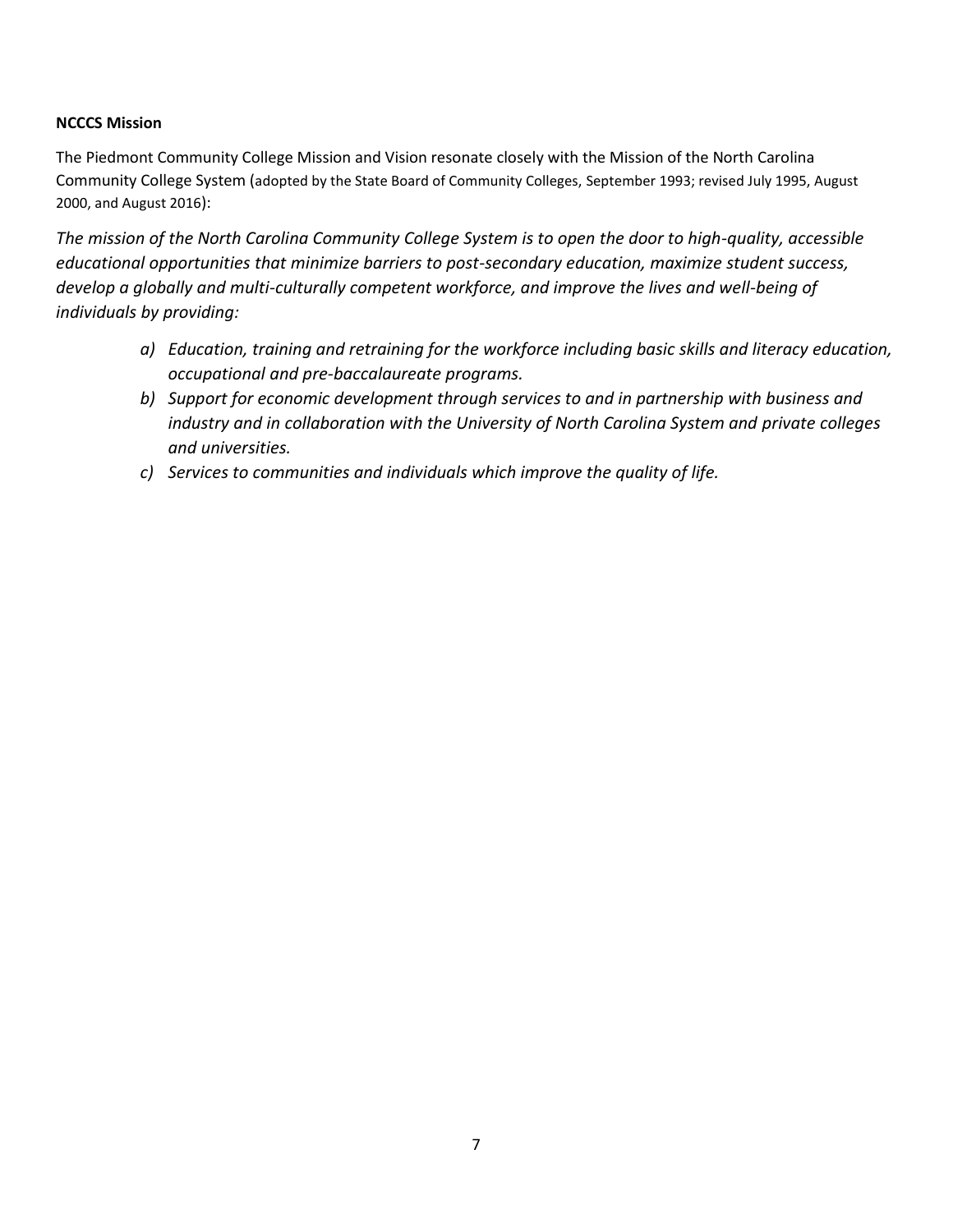**NCCCS Mission**

The Piedmont Community College Mission and Vision resonate closely with the Mission of the North Carolina Community College System (adopted by the State Board of Community Colleges, September 1993; revised July 1995, August 2000, and August 2016):

*The mission of the North Carolina Community College System is to open the door to high-quality, accessible educational opportunities that minimize barriers to post-secondary education, maximize student success, develop a globally and multi-culturally competent workforce, and improve the lives and well-being of individuals by providing:*

- *a) Education, training and retraining for the workforce including basic skills and literacy education, occupational and pre-baccalaureate programs.*
- *b) Support for economic development through services to and in partnership with business and industry and in collaboration with the University of North Carolina System and private colleges and universities.*
- *c) Services to communities and individuals which improve the quality of life.*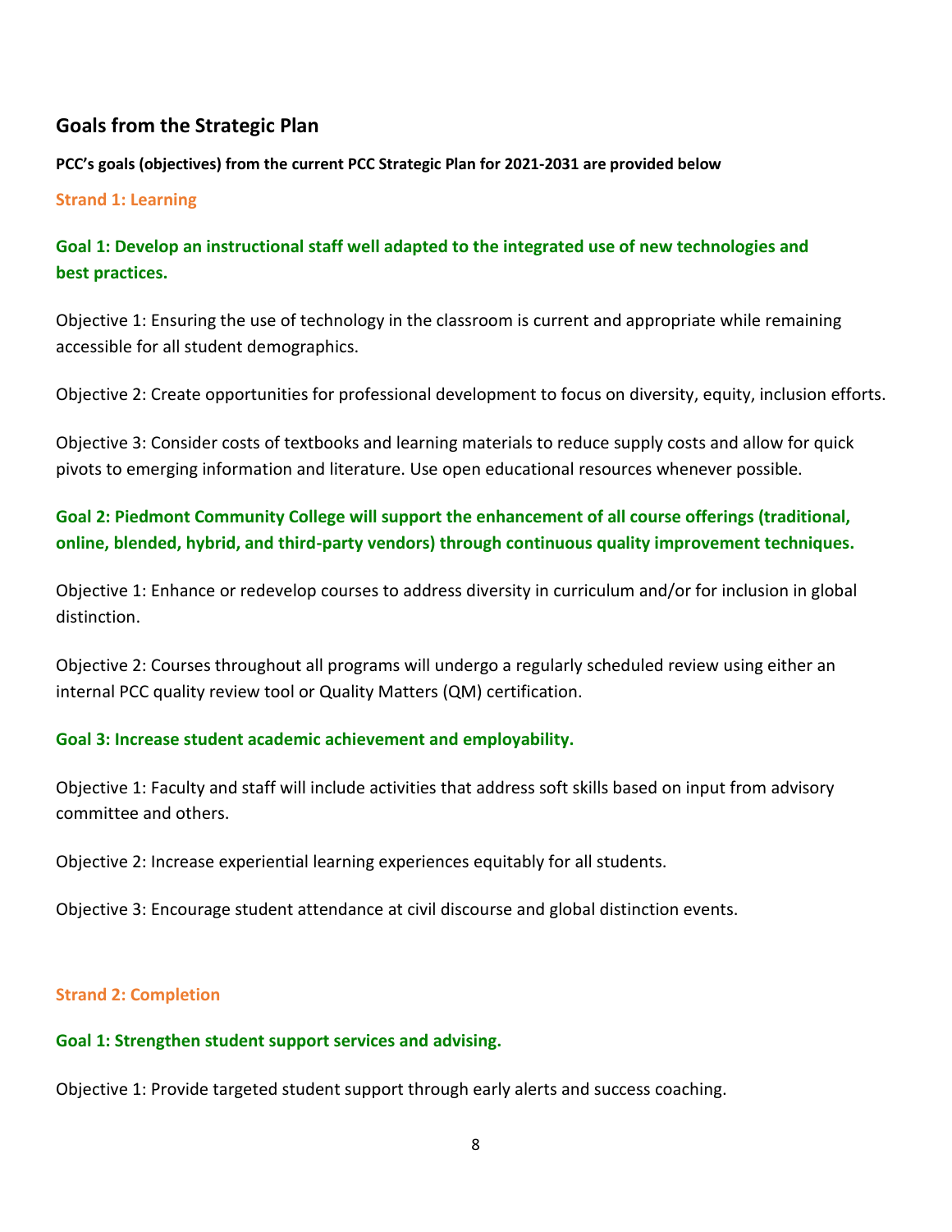## Goals from the Strategic Plan

**PCC's goals (objectives) from the current PCC Strategic Plan for 2021-2031 are provided below**

### Strand 1: Learning

#### Goal 1: Develop an instructional staff well adapted to the integrated use of new technologies and best practices.

Objective 1: Ensuring the use of technology in the classroom is current and appropriate while remaining accessible for all student demographics.

Objective 2: Create opportunities for professional development to focus on diversity, equity, inclusion efforts.

Objective 3: Consider costs of textbooks and learning materials to reduce supply costs and allow for quick pivots to emerging information and literature. Use open educational resources whenever possible.

#### Goal 2: Piedmont Community College will support the enhancement of all course offerings (traditional, online, blended, hybrid, and third-party vendors) through continuous quality improvement techniques.

Objective 1: Enhance or redevelop courses to address diversity in curriculum and/or for inclusion in global distinction.

Objective 2: Courses throughout all programs will undergo a regularly scheduled review using either an internal PCC quality review tool or Quality Matters (QM) certification.

#### Goal 3: Increase student academic achievement and employability.

Objective 1: Faculty and staff will include activities that address soft skills based on input from advisory committee and others.

Objective 2: Increase experiential learning experiences equitably for all students.

Objective 3: Encourage student attendance at civil discourse and global distinction events.

### Strand 2: Completion

#### Goal 1: Strengthen student support services and advising.

Objective 1: Provide targeted student support through early alerts and success coaching.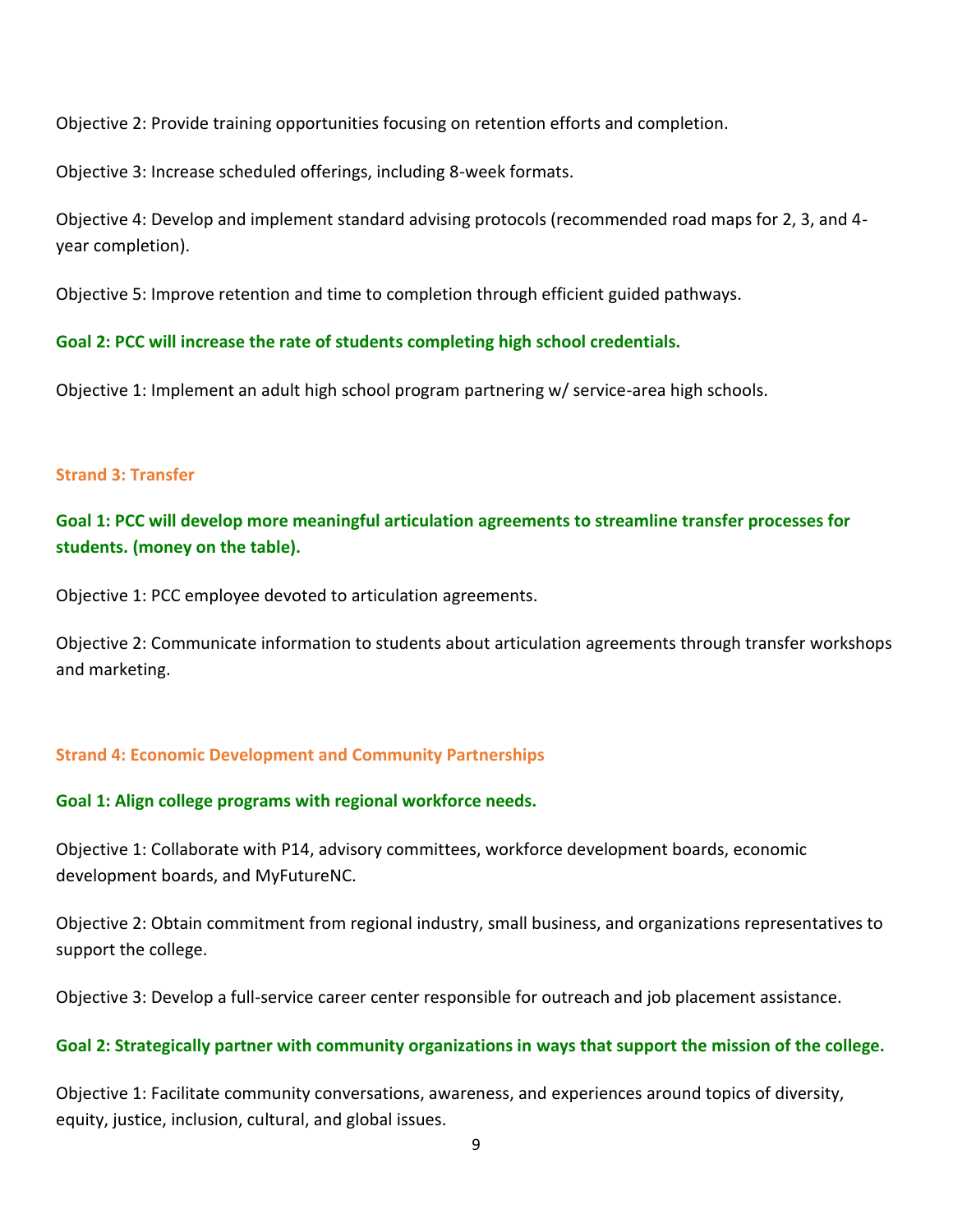Objective 2: Provide training opportunities focusing on retention efforts and completion.

Objective 3: Increase scheduled offerings, including 8-week formats.

Objective 4: Develop and implement standard advising protocols (recommended road maps for 2, 3, and 4-year completion).

Objective 5: Improve retention and time to completion through efficient guided pathways.

**Goal 2: PCC will increase the rate of students completing high school credentials.**

Objective 1: Implement an adult high school program partnering w/ service-area high schools.

### Strand 3: Transfer

**Goal 1: PCC will develop more meaningful articulation agreements to streamline transfer processes for students. (money on the table).**

Objective 1: PCC employee devoted to articulation agreements.

Objective 2: Communicate information to students about articulation agreements through transfer workshops and marketing.

### Strand 4: Economic Development and Community Partnerships

**Goal 1: Align college programs with regional workforce needs.**

Objective 1: Collaborate with P14, advisory committees, workforce development boards, economic development boards, and MyFutureNC.

Objective 2: Obtain commitment from regional industry, small business, and organizations representatives to support the college.

Objective 3: Develop a full-service career center responsible for outreach and job placement assistance.

**Goal 2: Strategically partner with community organizations in ways that support the mission of the college.**

Objective 1: Facilitate community conversations, awareness, and experiences around topics of diversity, equity, justice, inclusion, cultural, and global issues.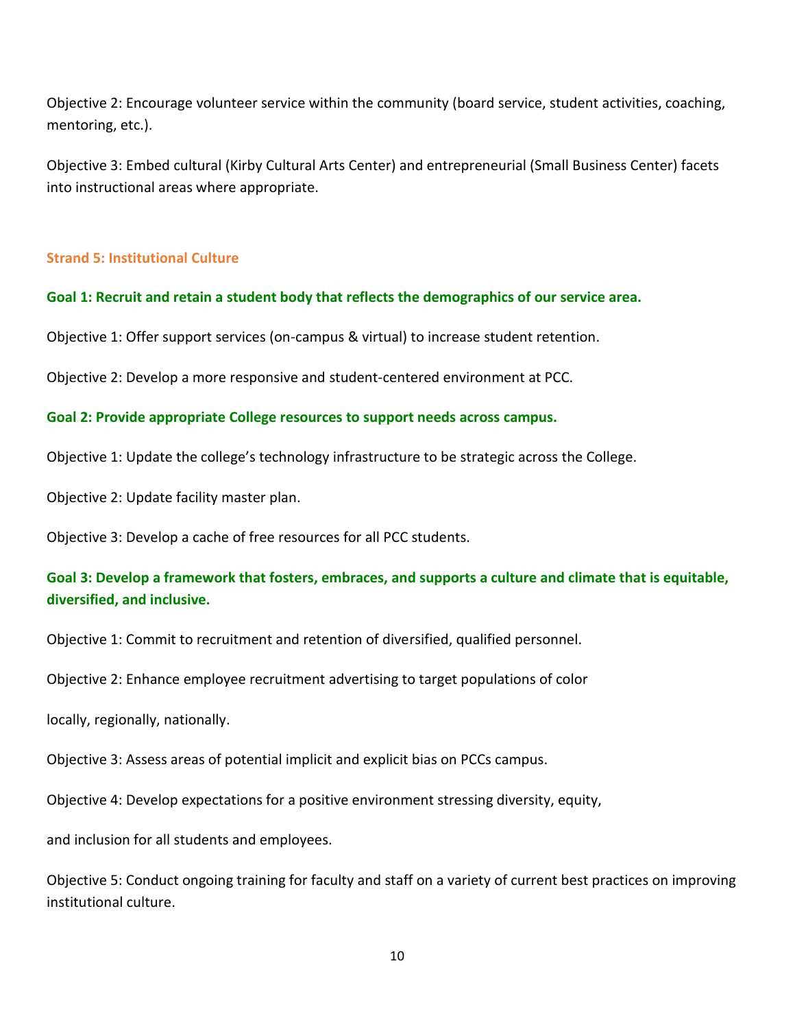Objective 2: Encourage volunteer service within the community (board service, student activities, coaching, mentoring, etc.).

Objective 3: Embed cultural (Kirby Cultural Arts Center) and entrepreneurial (Small Business Center) facets into instructional areas where appropriate.

### Strand 5: Institutional Culture

**Goal 1: Recruit and retain a student body that reflects the demographics of our service area.**

Objective 1: Offer support services (on-campus & virtual) to increase student retention.

Objective 2: Develop a more responsive and student-centered environment at PCC.

**Goal 2: Provide appropriate College resources to support needs across campus.**

Objective 1: Update the college's technology infrastructure to be strategic across the College.

Objective 2: Update facility master plan.

Objective 3: Develop a cache of free resources for all PCC students.

**Goal 3: Develop a framework that fosters, embraces, and supports a culture and climate that is equitable, diversified, and inclusive.**

Objective 1: Commit to recruitment and retention of diversified, qualified personnel.

Objective 2: Enhance employee recruitment advertising to target populations of color

locally, regionally, nationally.

Objective 3: Assess areas of potential implicit and explicit bias on PCCs campus.

Objective 4: Develop expectations for a positive environment stressing diversity, equity,

and inclusion for all students and employees.

Objective 5: Conduct ongoing training for faculty and staff on a variety of current best practices on improving institutional culture.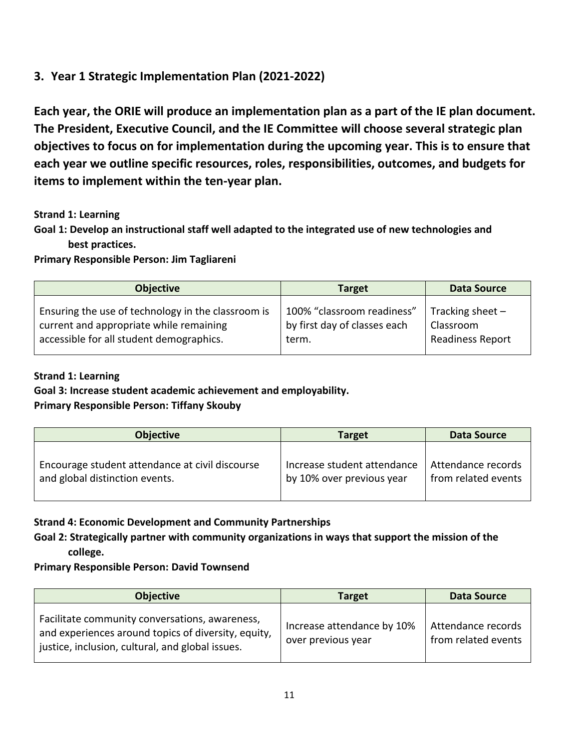## 3. Year 1 Strategic Implementation Plan (2021-2022)

**Each year, the ORIE will produce an implementation plan as a part of the IE plan document. The President, Executive Council, and the IE Committee will choose several strategic plan objectives to focus on for implementation during the upcoming year. This is to ensure that each year we outline specific resources, roles, responsibilities, outcomes, and budgets for items to implement within the ten-year plan.**

**Strand 1: Learning**
**Goal 1: Develop an instructional staff well adapted to the integrated use of new technologies and best practices.**
**Primary Responsible Person: Jim Tagliareni**

| Objective | Target | Data Source |
|---|---|---|
| Ensuring the use of technology in the classroom is current and appropriate while remaining accessible for all student demographics. | 100% "classroom readiness" by first day of classes each term. | Tracking sheet – Classroom Readiness Report |

**Strand 1: Learning**
**Goal 3: Increase student academic achievement and employability.**
**Primary Responsible Person: Tiffany Skouby**

| Objective | Target | Data Source |
|---|---|---|
| Encourage student attendance at civil discourse and global distinction events. | Increase student attendance by 10% over previous year | Attendance records from related events |

**Strand 4: Economic Development and Community Partnerships**
**Goal 2: Strategically partner with community organizations in ways that support the mission of the college.**
**Primary Responsible Person: David Townsend**

| Objective | Target | Data Source |
|---|---|---|
| Facilitate community conversations, awareness, and experiences around topics of diversity, equity, justice, inclusion, cultural, and global issues. | Increase attendance by 10% over previous year | Attendance records from related events |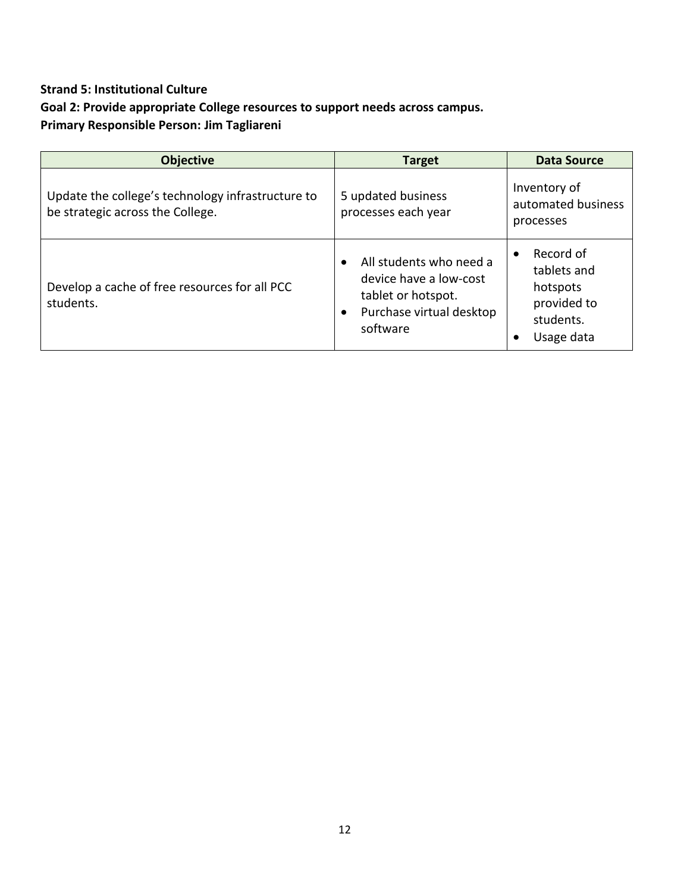**Strand 5: Institutional Culture**

**Goal 2: Provide appropriate College resources to support needs across campus.**

**Primary Responsible Person: Jim Tagliareni**

| Objective | Target | Data Source |
|---|---|---|
| Update the college's technology infrastructure to be strategic across the College. | 5 updated business processes each year | Inventory of automated business processes |
| Develop a cache of free resources for all PCC students. | • All students who need a device have a low-cost tablet or hotspot.<br>• Purchase virtual desktop software | • Record of tablets and hotspots provided to students.<br>• Usage data |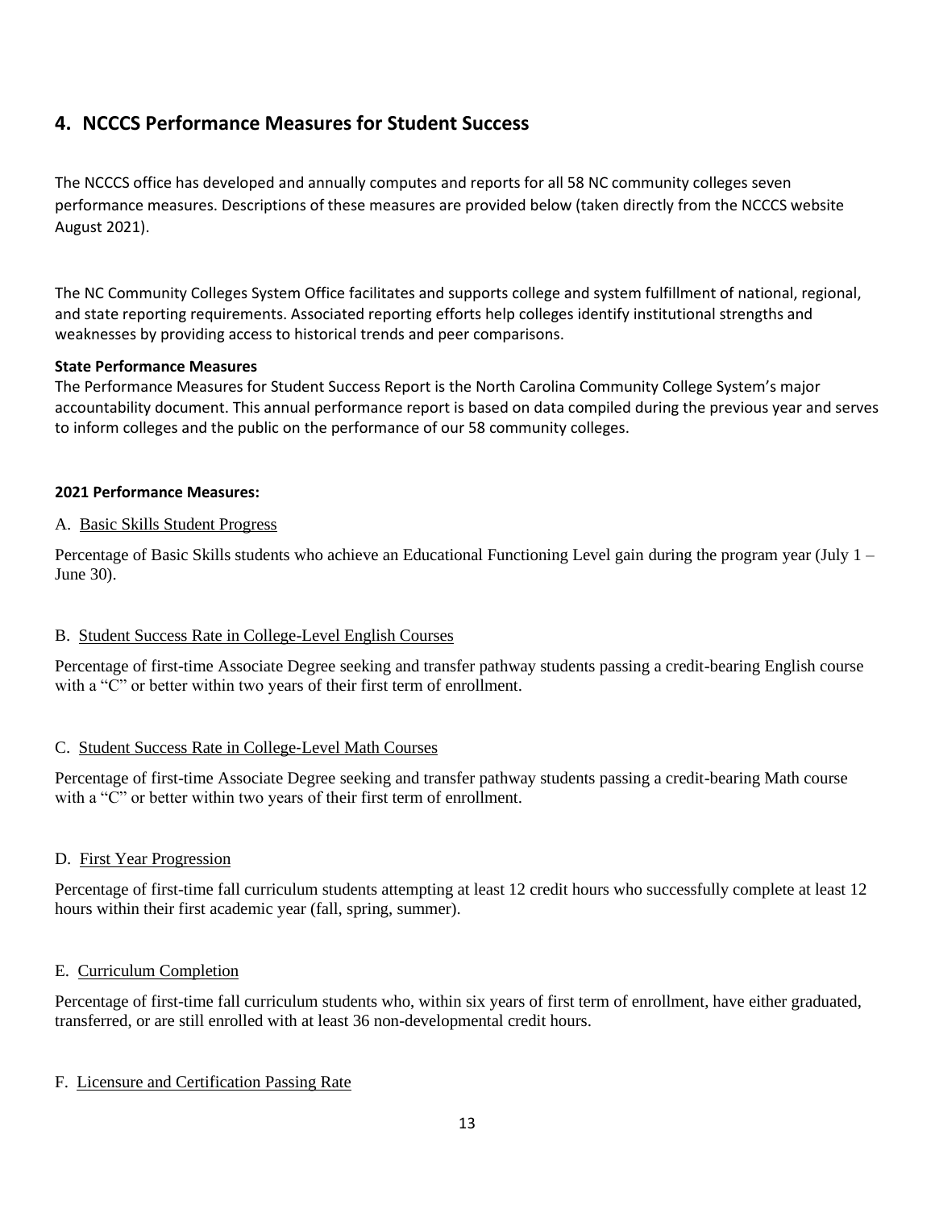## 4. NCCCS Performance Measures for Student Success

The NCCCS office has developed and annually computes and reports for all 58 NC community colleges seven performance measures. Descriptions of these measures are provided below (taken directly from the NCCCS website August 2021).

The NC Community Colleges System Office facilitates and supports college and system fulfillment of national, regional, and state reporting requirements. Associated reporting efforts help colleges identify institutional strengths and weaknesses by providing access to historical trends and peer comparisons.

**State Performance Measures**
The Performance Measures for Student Success Report is the North Carolina Community College System's major accountability document. This annual performance report is based on data compiled during the previous year and serves to inform colleges and the public on the performance of our 58 community colleges.

**2021 Performance Measures:**

A. <u>Basic Skills Student Progress</u>

Percentage of Basic Skills students who achieve an Educational Functioning Level gain during the program year (July 1 – June 30).

B. <u>Student Success Rate in College-Level English Courses</u>

Percentage of first-time Associate Degree seeking and transfer pathway students passing a credit-bearing English course with a "C" or better within two years of their first term of enrollment.

C. <u>Student Success Rate in College-Level Math Courses</u>

Percentage of first-time Associate Degree seeking and transfer pathway students passing a credit-bearing Math course with a "C" or better within two years of their first term of enrollment.

D. <u>First Year Progression</u>

Percentage of first-time fall curriculum students attempting at least 12 credit hours who successfully complete at least 12 hours within their first academic year (fall, spring, summer).

E. <u>Curriculum Completion</u>

Percentage of first-time fall curriculum students who, within six years of first term of enrollment, have either graduated, transferred, or are still enrolled with at least 36 non-developmental credit hours.

F. <u>Licensure and Certification Passing Rate</u>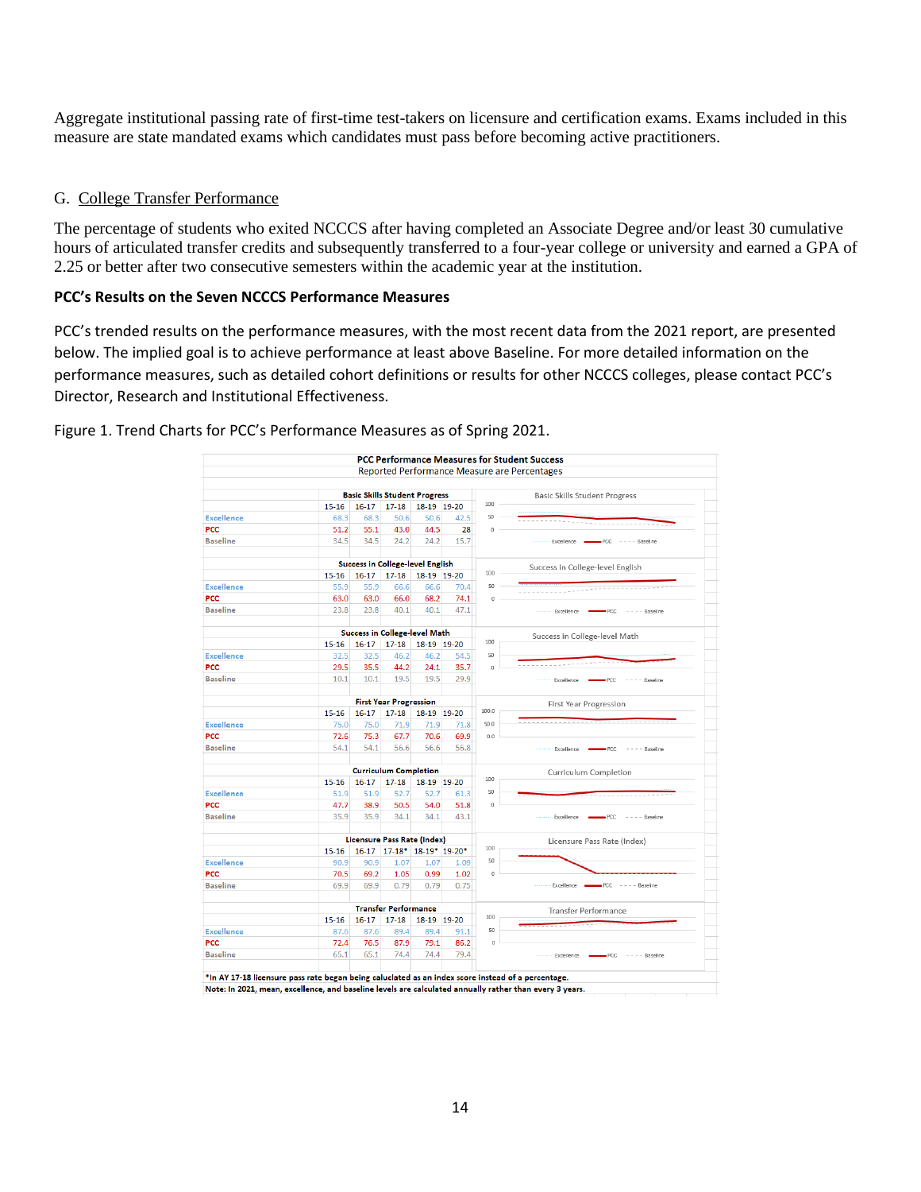Aggregate institutional passing rate of first-time test-takers on licensure and certification exams. Exams included in this measure are state mandated exams which candidates must pass before becoming active practitioners.

G. College Transfer Performance

The percentage of students who exited NCCCS after having completed an Associate Degree and/or least 30 cumulative hours of articulated transfer credits and subsequently transferred to a four-year college or university and earned a GPA of 2.25 or better after two consecutive semesters within the academic year at the institution.

### PCC's Results on the Seven NCCCS Performance Measures

PCC's trended results on the performance measures, with the most recent data from the 2021 report, are presented below. The implied goal is to achieve performance at least above Baseline. For more detailed information on the performance measures, such as detailed cohort definitions or results for other NCCCS colleges, please contact PCC's Director, Research and Institutional Effectiveness.

Figure 1. Trend Charts for PCC's Performance Measures as of Spring 2021.

**PCC Performance Measures for Student Success**
Reported Performance Measure are Percentages

| Basic Skills Student Progress | 15-16 | 16-17 | 17-18 | 18-19 | 19-20 |
|---|---|---|---|---|---|
| Excellence | 68.3 | 68.3 | 50.6 | 50.6 | 42.5 |
| PCC | 51.2 | 55.1 | 43.0 | 44.5 | 28 |
| Baseline | 34.5 | 34.5 | 24.2 | 24.2 | 15.7 |

| Success in College-level English | 15-16 | 16-17 | 17-18 | 18-19 | 19-20 |
|---|---|---|---|---|---|
| Excellence | 55.9 | 55.9 | 66.6 | 66.6 | 70.4 |
| PCC | 63.0 | 63.0 | 66.0 | 68.2 | 74.1 |
| Baseline | 23.8 | 23.8 | 40.1 | 40.1 | 47.1 |

| Success in College-level Math | 15-16 | 16-17 | 17-18 | 18-19 | 19-20 |
|---|---|---|---|---|---|
| Excellence | 32.5 | 32.5 | 46.2 | 46.2 | 54.5 |
| PCC | 29.5 | 35.5 | 44.2 | 24.1 | 35.7 |
| Baseline | 10.1 | 10.1 | 19.5 | 19.5 | 29.9 |

| First Year Progression | 15-16 | 16-17 | 17-18 | 18-19 | 19-20 |
|---|---|---|---|---|---|
| Excellence | 75.0 | 75.0 | 71.9 | 71.9 | 71.8 |
| PCC | 72.6 | 75.3 | 67.7 | 70.6 | 69.9 |
| Baseline | 54.1 | 54.1 | 56.6 | 56.6 | 56.8 |

| Curriculum Completion | 15-16 | 16-17 | 17-18 | 18-19 | 19-20 |
|---|---|---|---|---|---|
| Excellence | 51.9 | 51.9 | 52.7 | 52.7 | 61.3 |
| PCC | 47.7 | 38.9 | 50.5 | 54.0 | 51.8 |
| Baseline | 35.9 | 35.9 | 34.1 | 34.1 | 43.1 |

| Licensure Pass Rate (Index) | 15-16 | 16-17 | 17-18* | 18-19* | 19-20* |
|---|---|---|---|---|---|
| Excellence | 90.9 | 90.9 | 1.07 | 1.07 | 1.09 |
| PCC | 70.5 | 69.2 | 1.05 | 0.99 | 1.02 |
| Baseline | 69.9 | 69.9 | 0.79 | 0.79 | 0.75 |

| Transfer Performance | 15-16 | 16-17 | 17-18 | 18-19 | 19-20 |
|---|---|---|---|---|---|
| Excellence | 87.6 | 87.6 | 89.4 | 89.4 | 91.1 |
| PCC | 72.4 | 76.5 | 87.9 | 79.1 | 86.2 |
| Baseline | 65.1 | 65.1 | 74.4 | 74.4 | 79.4 |

*In AY 17-18 licensure pass rate began being caluclated as an index score instead of a percentage.
Note: In 2021, mean, excellence, and baseline levels are calculated annually rather than every 3 years.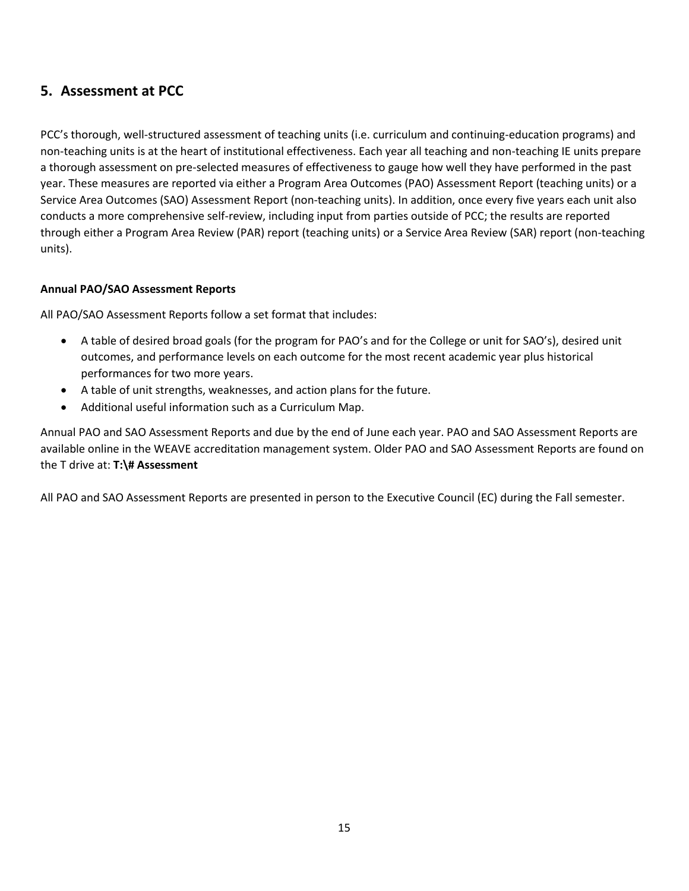## 5. Assessment at PCC

PCC's thorough, well-structured assessment of teaching units (i.e. curriculum and continuing-education programs) and non-teaching units is at the heart of institutional effectiveness. Each year all teaching and non-teaching IE units prepare a thorough assessment on pre-selected measures of effectiveness to gauge how well they have performed in the past year. These measures are reported via either a Program Area Outcomes (PAO) Assessment Report (teaching units) or a Service Area Outcomes (SAO) Assessment Report (non-teaching units). In addition, once every five years each unit also conducts a more comprehensive self-review, including input from parties outside of PCC; the results are reported through either a Program Area Review (PAR) report (teaching units) or a Service Area Review (SAR) report (non-teaching units).

**Annual PAO/SAO Assessment Reports**

All PAO/SAO Assessment Reports follow a set format that includes:

- A table of desired broad goals (for the program for PAO's and for the College or unit for SAO's), desired unit outcomes, and performance levels on each outcome for the most recent academic year plus historical performances for two more years.
- A table of unit strengths, weaknesses, and action plans for the future.
- Additional useful information such as a Curriculum Map.

Annual PAO and SAO Assessment Reports and due by the end of June each year. PAO and SAO Assessment Reports are available online in the WEAVE accreditation management system. Older PAO and SAO Assessment Reports are found on the T drive at: **T:\# Assessment**

All PAO and SAO Assessment Reports are presented in person to the Executive Council (EC) during the Fall semester.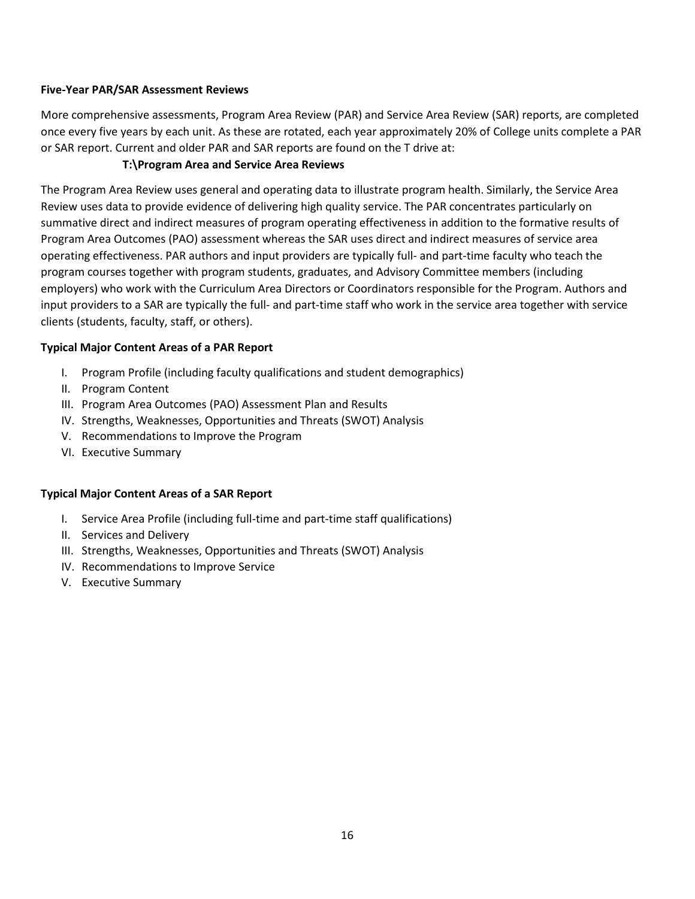**Five-Year PAR/SAR Assessment Reviews**

More comprehensive assessments, Program Area Review (PAR) and Service Area Review (SAR) reports, are completed once every five years by each unit. As these are rotated, each year approximately 20% of College units complete a PAR or SAR report. Current and older PAR and SAR reports are found on the T drive at:

**T:\Program Area and Service Area Reviews**

The Program Area Review uses general and operating data to illustrate program health. Similarly, the Service Area Review uses data to provide evidence of delivering high quality service. The PAR concentrates particularly on summative direct and indirect measures of program operating effectiveness in addition to the formative results of Program Area Outcomes (PAO) assessment whereas the SAR uses direct and indirect measures of service area operating effectiveness. PAR authors and input providers are typically full- and part-time faculty who teach the program courses together with program students, graduates, and Advisory Committee members (including employers) who work with the Curriculum Area Directors or Coordinators responsible for the Program. Authors and input providers to a SAR are typically the full- and part-time staff who work in the service area together with service clients (students, faculty, staff, or others).

**Typical Major Content Areas of a PAR Report**

I. Program Profile (including faculty qualifications and student demographics)
II. Program Content
III. Program Area Outcomes (PAO) Assessment Plan and Results
IV. Strengths, Weaknesses, Opportunities and Threats (SWOT) Analysis
V. Recommendations to Improve the Program
VI. Executive Summary

**Typical Major Content Areas of a SAR Report**

I. Service Area Profile (including full-time and part-time staff qualifications)
II. Services and Delivery
III. Strengths, Weaknesses, Opportunities and Threats (SWOT) Analysis
IV. Recommendations to Improve Service
V. Executive Summary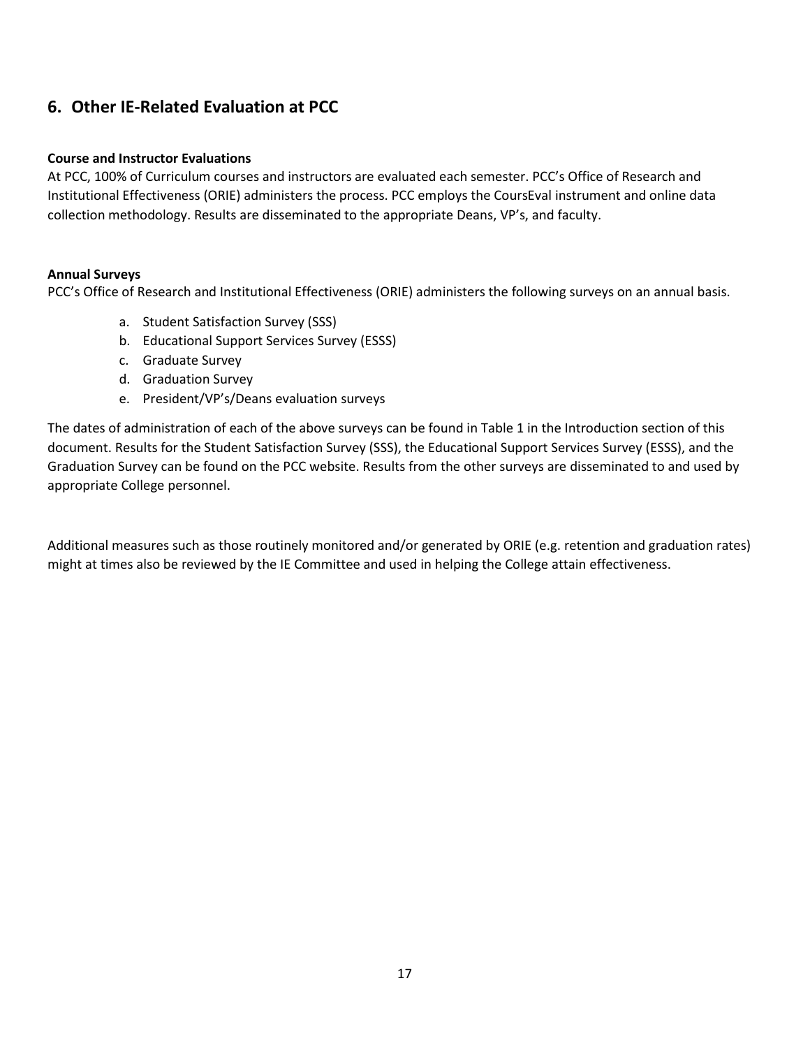## 6. Other IE-Related Evaluation at PCC

**Course and Instructor Evaluations**

At PCC, 100% of Curriculum courses and instructors are evaluated each semester. PCC's Office of Research and Institutional Effectiveness (ORIE) administers the process. PCC employs the CoursEval instrument and online data collection methodology. Results are disseminated to the appropriate Deans, VP's, and faculty.

**Annual Surveys**

PCC's Office of Research and Institutional Effectiveness (ORIE) administers the following surveys on an annual basis.

a. Student Satisfaction Survey (SSS)
b. Educational Support Services Survey (ESSS)
c. Graduate Survey
d. Graduation Survey
e. President/VP's/Deans evaluation surveys

The dates of administration of each of the above surveys can be found in Table 1 in the Introduction section of this document. Results for the Student Satisfaction Survey (SSS), the Educational Support Services Survey (ESSS), and the Graduation Survey can be found on the PCC website. Results from the other surveys are disseminated to and used by appropriate College personnel.

Additional measures such as those routinely monitored and/or generated by ORIE (e.g. retention and graduation rates) might at times also be reviewed by the IE Committee and used in helping the College attain effectiveness.